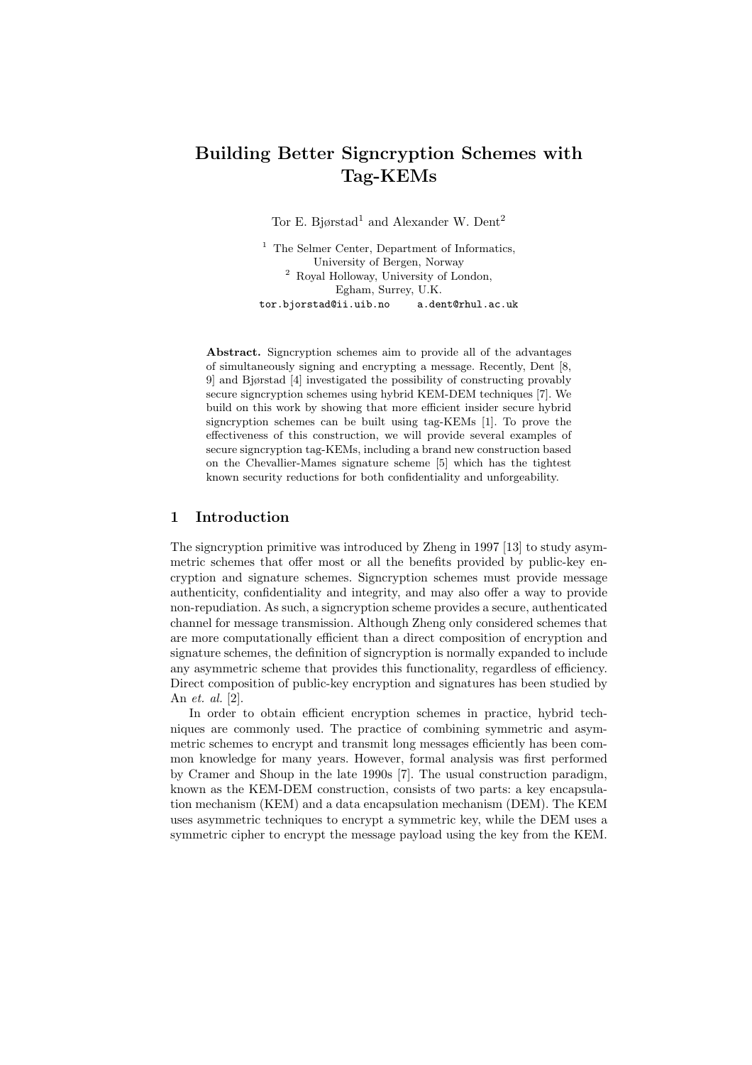# Building Better Signcryption Schemes with Tag-KEMs

Tor E. Bjørstad[1] and Alexander W. Dent[2]

[1] The Selmer Center, Department of Informatics, University of Bergen, Norway
[2] Royal Holloway, University of London, Egham, Surrey, U.K.

`tor.bjorstad@ii.uib.no` `a.dent@rhul.ac.uk`

**Abstract.** Signcryption schemes aim to provide all of the advantages of simultaneously signing and encrypting a message. Recently, Dent [8, 9] and Bjørstad [4] investigated the possibility of constructing provably secure signcryption schemes using hybrid KEM-DEM techniques [7]. We build on this work by showing that more efficient insider secure hybrid signcryption schemes can be built using tag-KEMs [1]. To prove the effectiveness of this construction, we will provide several examples of secure signcryption tag-KEMs, including a brand new construction based on the Chevallier-Mames signature scheme [5] which has the tightest known security reductions for both confidentiality and unforgeability.

## 1 Introduction

The signcryption primitive was introduced by Zheng in 1997 [13] to study asymmetric schemes that offer most or all the benefits provided by public-key encryption and signature schemes. Signcryption schemes must provide message authenticity, confidentiality and integrity, and may also offer a way to provide non-repudiation. As such, a signcryption scheme provides a secure, authenticated channel for message transmission. Although Zheng only considered schemes that are more computationally efficient than a direct composition of encryption and signature schemes, the definition of signcryption is normally expanded to include any asymmetric scheme that provides this functionality, regardless of efficiency. Direct composition of public-key encryption and signatures has been studied by An *et. al.* [2].

In order to obtain efficient encryption schemes in practice, hybrid techniques are commonly used. The practice of combining symmetric and asymmetric schemes to encrypt and transmit long messages efficiently has been common knowledge for many years. However, formal analysis was first performed by Cramer and Shoup in the late 1990s [7]. The usual construction paradigm, known as the KEM-DEM construction, consists of two parts: a key encapsulation mechanism (KEM) and a data encapsulation mechanism (DEM). The KEM uses asymmetric techniques to encrypt a symmetric key, while the DEM uses a symmetric cipher to encrypt the message payload using the key from the KEM.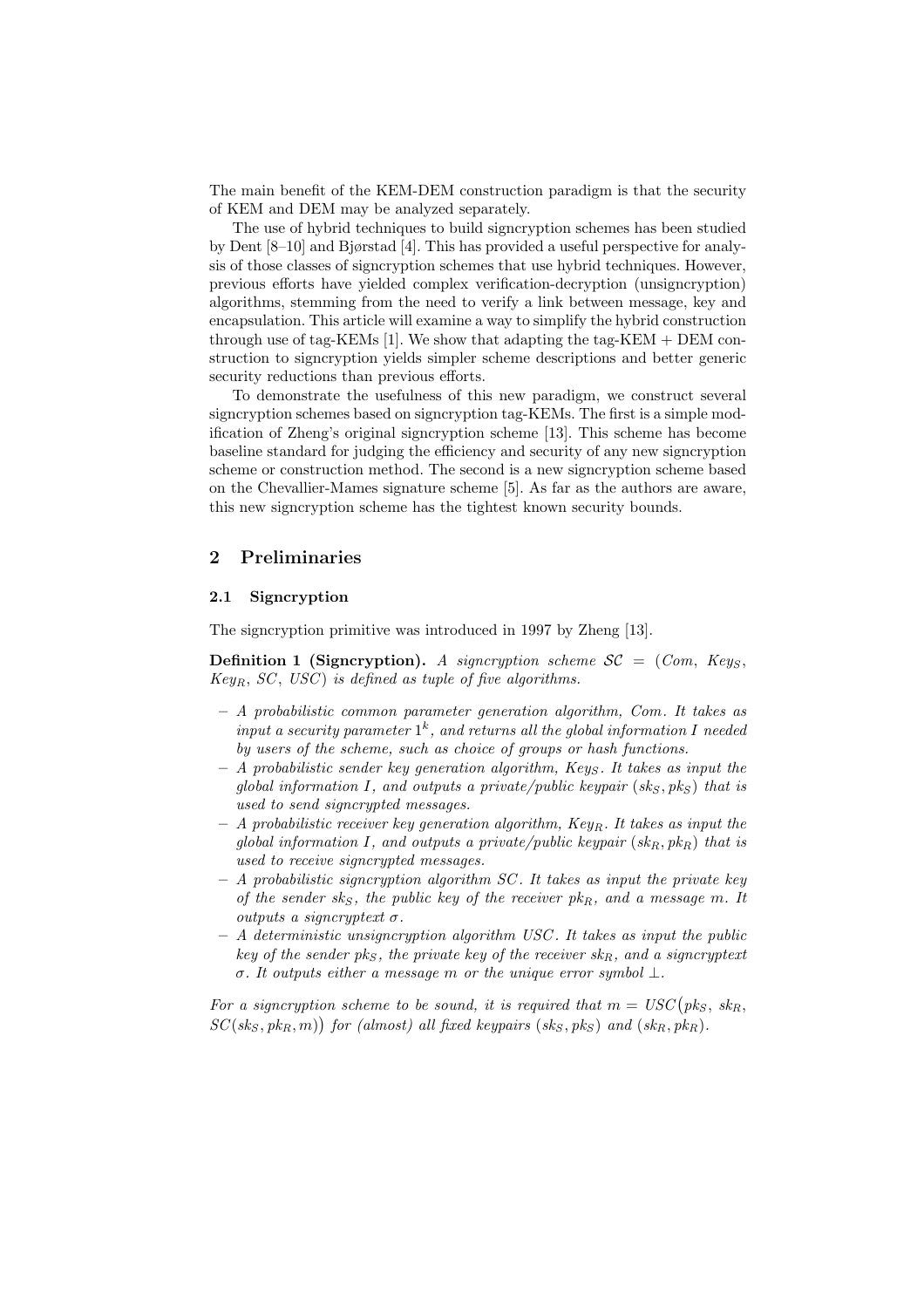The main benefit of the KEM-DEM construction paradigm is that the security of KEM and DEM may be analyzed separately.

The use of hybrid techniques to build signcryption schemes has been studied by Dent [8–10] and Bjørstad [4]. This has provided a useful perspective for analysis of those classes of signcryption schemes that use hybrid techniques. However, previous efforts have yielded complex verification-decryption (unsigncryption) algorithms, stemming from the need to verify a link between message, key and encapsulation. This article will examine a way to simplify the hybrid construction through use of tag-KEMs [1]. We show that adapting the tag-KEM + DEM construction to signcryption yields simpler scheme descriptions and better generic security reductions than previous efforts.

To demonstrate the usefulness of this new paradigm, we construct several signcryption schemes based on signcryption tag-KEMs. The first is a simple modification of Zheng's original signcryption scheme [13]. This scheme has become baseline standard for judging the efficiency and security of any new signcryption scheme or construction method. The second is a new signcryption scheme based on the Chevallier-Mames signature scheme [5]. As far as the authors are aware, this new signcryption scheme has the tightest known security bounds.

## 2 Preliminaries

### 2.1 Signcryption

The signcryption primitive was introduced in 1997 by Zheng [13].

**Definition 1 (Signcryption).** *A signcryption scheme $\mathcal{SC} = (Com,\ Key_S,\ Key_R,\ SC,\ USC)$ is defined as tuple of five algorithms.*

- *A probabilistic common parameter generation algorithm, $Com$. It takes as input a security parameter $1^k$, and returns all the global information $I$ needed by users of the scheme, such as choice of groups or hash functions.*
- *A probabilistic sender key generation algorithm, $Key_S$. It takes as input the global information $I$, and outputs a private/public keypair $(sk_S, pk_S)$ that is used to send signcrypted messages.*
- *A probabilistic receiver key generation algorithm, $Key_R$. It takes as input the global information $I$, and outputs a private/public keypair $(sk_R, pk_R)$ that is used to receive signcrypted messages.*
- *A probabilistic signcryption algorithm $SC$. It takes as input the private key of the sender $sk_S$, the public key of the receiver $pk_R$, and a message $m$. It outputs a signcryptext $\sigma$.*
- *A deterministic unsigncryption algorithm $USC$. It takes as input the public key of the sender $pk_S$, the private key of the receiver $sk_R$, and a signcryptext $\sigma$. It outputs either a message $m$ or the unique error symbol $\perp$.*

*For a signcryption scheme to be sound, it is required that $m = USC\big(pk_S,\ sk_R,\ SC(sk_S, pk_R, m)\big)$ for (almost) all fixed keypairs $(sk_S, pk_S)$ and $(sk_R, pk_R)$.*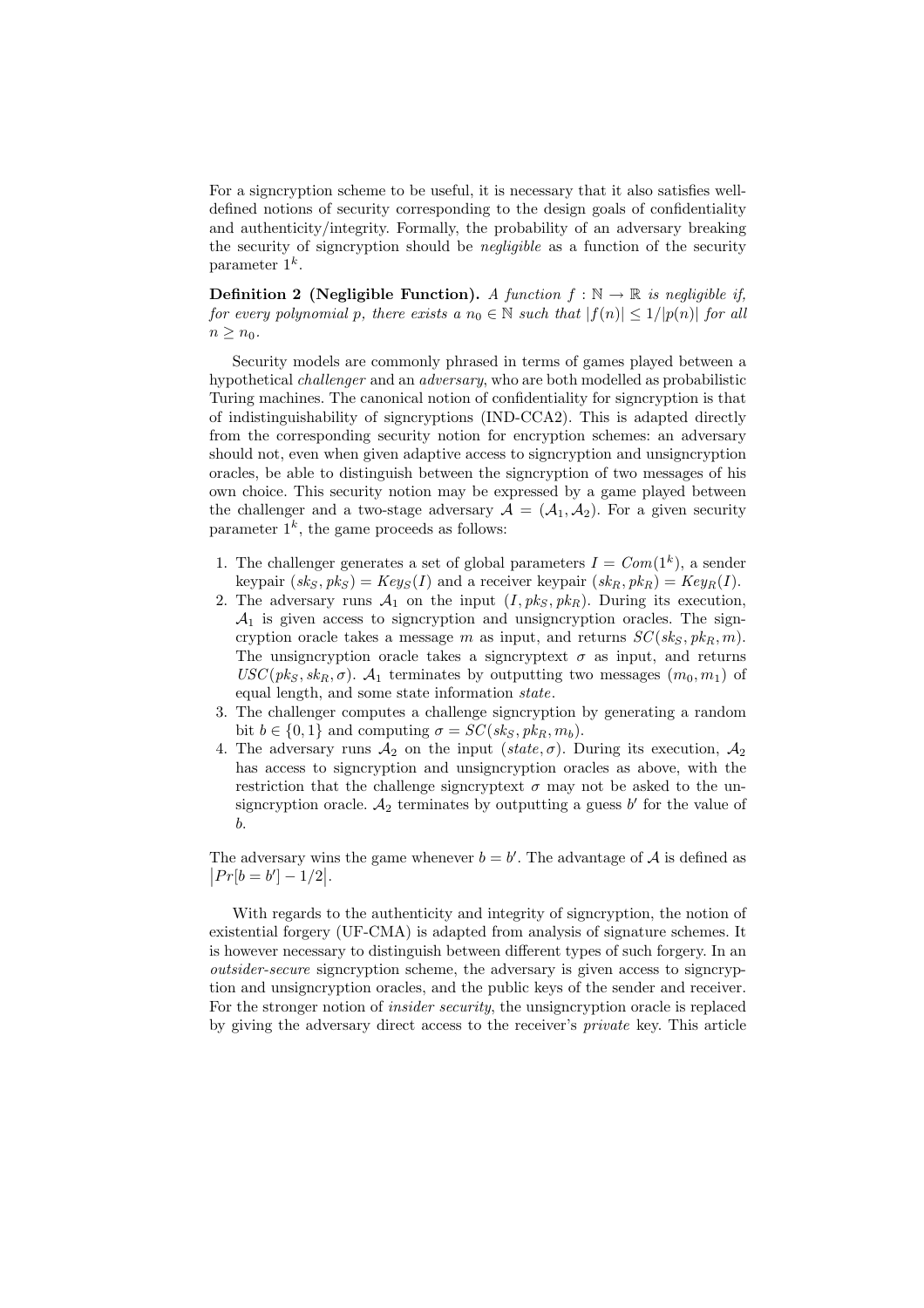For a signcryption scheme to be useful, it is necessary that it also satisfies well-defined notions of security corresponding to the design goals of confidentiality and authenticity/integrity. Formally, the probability of an adversary breaking the security of signcryption should be *negligible* as a function of the security parameter $1^k$.

**Definition 2 (Negligible Function).** *A function $f : \mathbb{N} \rightarrow \mathbb{R}$ is negligible if, for every polynomial $p$, there exists a $n_0 \in \mathbb{N}$ such that $|f(n)| \leq 1/|p(n)|$ for all $n \geq n_0$.*

Security models are commonly phrased in terms of games played between a hypothetical *challenger* and an *adversary*, who are both modelled as probabilistic Turing machines. The canonical notion of confidentiality for signcryption is that of indistinguishability of signcryptions (IND-CCA2). This is adapted directly from the corresponding security notion for encryption schemes: an adversary should not, even when given adaptive access to signcryption and unsigncryption oracles, be able to distinguish between the signcryption of two messages of his own choice. This security notion may be expressed by a game played between the challenger and a two-stage adversary $\mathcal{A} = (\mathcal{A}_1, \mathcal{A}_2)$. For a given security parameter $1^k$, the game proceeds as follows:

1. The challenger generates a set of global parameters $I = Com(1^k)$, a sender keypair $(sk_S, pk_S) = Key_S(I)$ and a receiver keypair $(sk_R, pk_R) = Key_R(I)$.
2. The adversary runs $\mathcal{A}_1$ on the input $(I, pk_S, pk_R)$. During its execution, $\mathcal{A}_1$ is given access to signcryption and unsigncryption oracles. The signcryption oracle takes a message $m$ as input, and returns $SC(sk_S, pk_R, m)$. The unsigncryption oracle takes a signcryptext $\sigma$ as input, and returns $USC(pk_S, sk_R, \sigma)$. $\mathcal{A}_1$ terminates by outputting two messages $(m_0, m_1)$ of equal length, and some state information *state*.
3. The challenger computes a challenge signcryption by generating a random bit $b \in \{0, 1\}$ and computing $\sigma = SC(sk_S, pk_R, m_b)$.
4. The adversary runs $\mathcal{A}_2$ on the input $(state, \sigma)$. During its execution, $\mathcal{A}_2$ has access to signcryption and unsigncryption oracles as above, with the restriction that the challenge signcryptext $\sigma$ may not be asked to the unsigncryption oracle. $\mathcal{A}_2$ terminates by outputting a guess $b'$ for the value of $b$.

The adversary wins the game whenever $b = b'$. The advantage of $\mathcal{A}$ is defined as $\left|Pr[b = b'] - 1/2\right|$.

With regards to the authenticity and integrity of signcryption, the notion of existential forgery (UF-CMA) is adapted from analysis of signature schemes. It is however necessary to distinguish between different types of such forgery. In an *outsider-secure* signcryption scheme, the adversary is given access to signcryption and unsigncryption oracles, and the public keys of the sender and receiver. For the stronger notion of *insider security*, the unsigncryption oracle is replaced by giving the adversary direct access to the receiver's *private* key. This article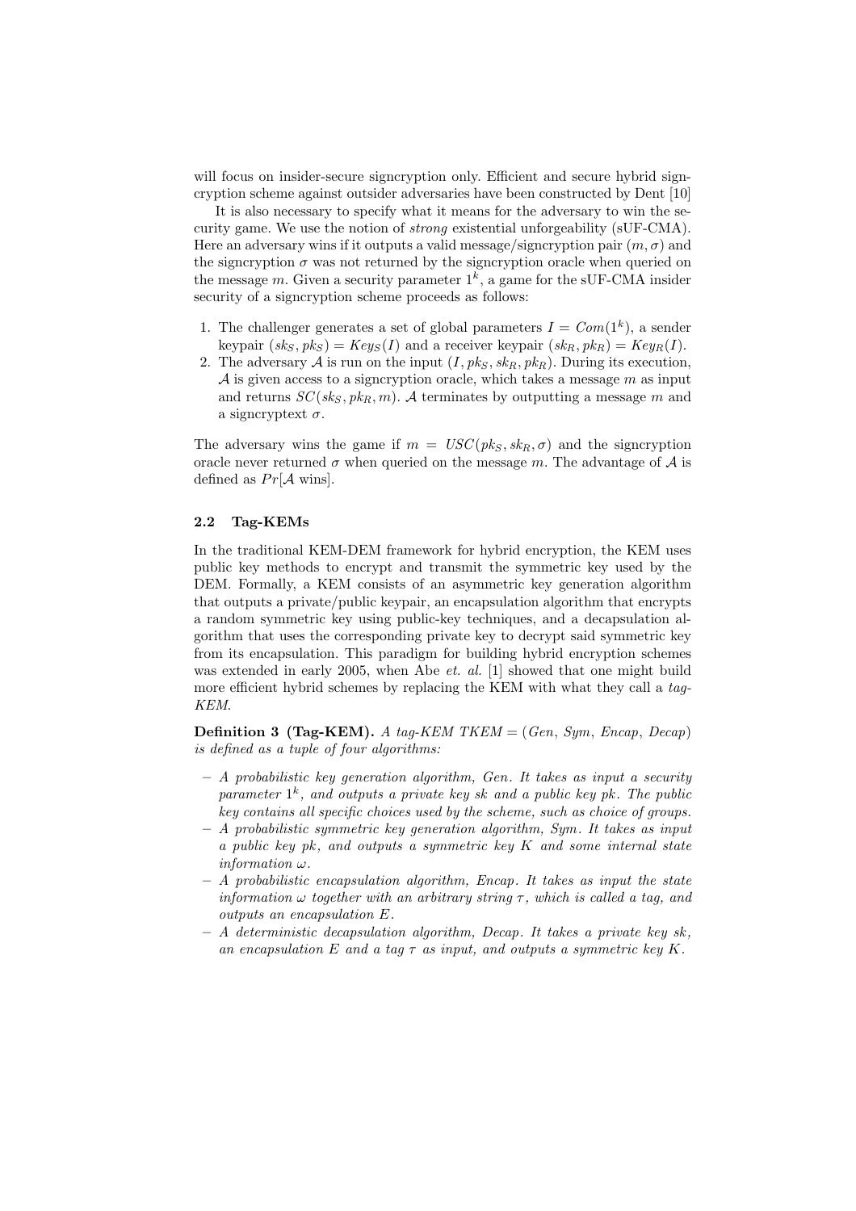will focus on insider-secure signcryption only. Efficient and secure hybrid signcryption scheme against outsider adversaries have been constructed by Dent [10]

It is also necessary to specify what it means for the adversary to win the security game. We use the notion of *strong* existential unforgeability (sUF-CMA). Here an adversary wins if it outputs a valid message/signcryption pair $(m, \sigma)$ and the signcryption $\sigma$ was not returned by the signcryption oracle when queried on the message $m$. Given a security parameter $1^k$, a game for the sUF-CMA insider security of a signcryption scheme proceeds as follows:

1. The challenger generates a set of global parameters $I = Com(1^k)$, a sender keypair $(sk_S, pk_S) = Key_S(I)$ and a receiver keypair $(sk_R, pk_R) = Key_R(I)$.
2. The adversary $\mathcal{A}$ is run on the input $(I, pk_S, sk_R, pk_R)$. During its execution, $\mathcal{A}$ is given access to a signcryption oracle, which takes a message $m$ as input and returns $SC(sk_S, pk_R, m)$. $\mathcal{A}$ terminates by outputting a message $m$ and a signcryptext $\sigma$.

The adversary wins the game if $m = USC(pk_S, sk_R, \sigma)$ and the signcryption oracle never returned $\sigma$ when queried on the message $m$. The advantage of $\mathcal{A}$ is defined as $Pr[\mathcal{A}$ wins].

### 2.2 Tag-KEMs

In the traditional KEM-DEM framework for hybrid encryption, the KEM uses public key methods to encrypt and transmit the symmetric key used by the DEM. Formally, a KEM consists of an asymmetric key generation algorithm that outputs a private/public keypair, an encapsulation algorithm that encrypts a random symmetric key using public-key techniques, and a decapsulation algorithm that uses the corresponding private key to decrypt said symmetric key from its encapsulation. This paradigm for building hybrid encryption schemes was extended in early 2005, when Abe *et. al.* [1] showed that one might build more efficient hybrid schemes by replacing the KEM with what they call a *tag-KEM*.

**Definition 3 (Tag-KEM).** *A tag-KEM $TKEM = (Gen, Sym, Encap, Decap)$ is defined as a tuple of four algorithms:*

- *A probabilistic key generation algorithm, Gen. It takes as input a security parameter $1^k$, and outputs a private key $sk$ and a public key $pk$. The public key contains all specific choices used by the scheme, such as choice of groups.*
- *A probabilistic symmetric key generation algorithm, Sym. It takes as input a public key $pk$, and outputs a symmetric key $K$ and some internal state information $\omega$.*
- *A probabilistic encapsulation algorithm, Encap. It takes as input the state information $\omega$ together with an arbitrary string $\tau$, which is called a tag, and outputs an encapsulation $E$.*
- *A deterministic decapsulation algorithm, Decap. It takes a private key $sk$, an encapsulation $E$ and a tag $\tau$ as input, and outputs a symmetric key $K$.*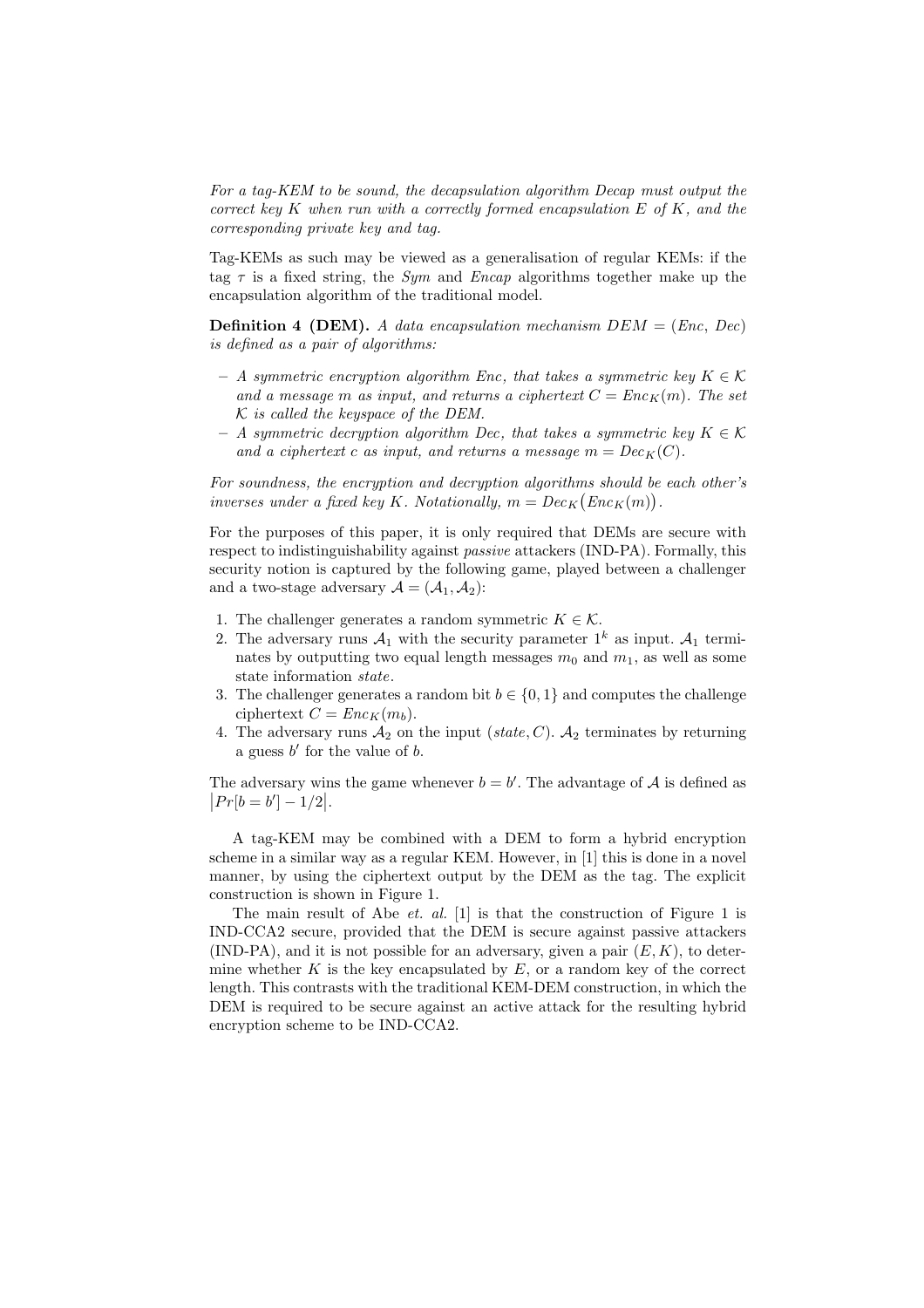*For a tag-KEM to be sound, the decapsulation algorithm Decap must output the correct key $K$ when run with a correctly formed encapsulation $E$ of $K$, and the corresponding private key and tag.*

Tag-KEMs as such may be viewed as a generalisation of regular KEMs: if the tag $\tau$ is a fixed string, the *Sym* and *Encap* algorithms together make up the encapsulation algorithm of the traditional model.

**Definition 4 (DEM).** *A data encapsulation mechanism $DEM = (Enc, Dec)$ is defined as a pair of algorithms:*

- *A symmetric encryption algorithm Enc, that takes a symmetric key $K \in \mathcal{K}$ and a message $m$ as input, and returns a ciphertext $C = Enc_K(m)$. The set $\mathcal{K}$ is called the keyspace of the DEM.*
- *A symmetric decryption algorithm Dec, that takes a symmetric key $K \in \mathcal{K}$ and a ciphertext $c$ as input, and returns a message $m = Dec_K(C)$.*

*For soundness, the encryption and decryption algorithms should be each other's inverses under a fixed key $K$. Notationally, $m = Dec_K\big(Enc_K(m)\big)$.*

For the purposes of this paper, it is only required that DEMs are secure with respect to indistinguishability against *passive* attackers (IND-PA). Formally, this security notion is captured by the following game, played between a challenger and a two-stage adversary $\mathcal{A} = (\mathcal{A}_1, \mathcal{A}_2)$:

1. The challenger generates a random symmetric $K \in \mathcal{K}$.
2. The adversary runs $\mathcal{A}_1$ with the security parameter $1^k$ as input. $\mathcal{A}_1$ terminates by outputting two equal length messages $m_0$ and $m_1$, as well as some state information *state*.
3. The challenger generates a random bit $b \in \{0, 1\}$ and computes the challenge ciphertext $C = Enc_K(m_b)$.
4. The adversary runs $\mathcal{A}_2$ on the input $(state, C)$. $\mathcal{A}_2$ terminates by returning a guess $b'$ for the value of $b$.

The adversary wins the game whenever $b = b'$. The advantage of $\mathcal{A}$ is defined as $\big|Pr[b = b'] - 1/2\big|$.

A tag-KEM may be combined with a DEM to form a hybrid encryption scheme in a similar way as a regular KEM. However, in [1] this is done in a novel manner, by using the ciphertext output by the DEM as the tag. The explicit construction is shown in Figure 1.

The main result of Abe *et. al.* [1] is that the construction of Figure 1 is IND-CCA2 secure, provided that the DEM is secure against passive attackers (IND-PA), and it is not possible for an adversary, given a pair $(E, K)$, to determine whether $K$ is the key encapsulated by $E$, or a random key of the correct length. This contrasts with the traditional KEM-DEM construction, in which the DEM is required to be secure against an active attack for the resulting hybrid encryption scheme to be IND-CCA2.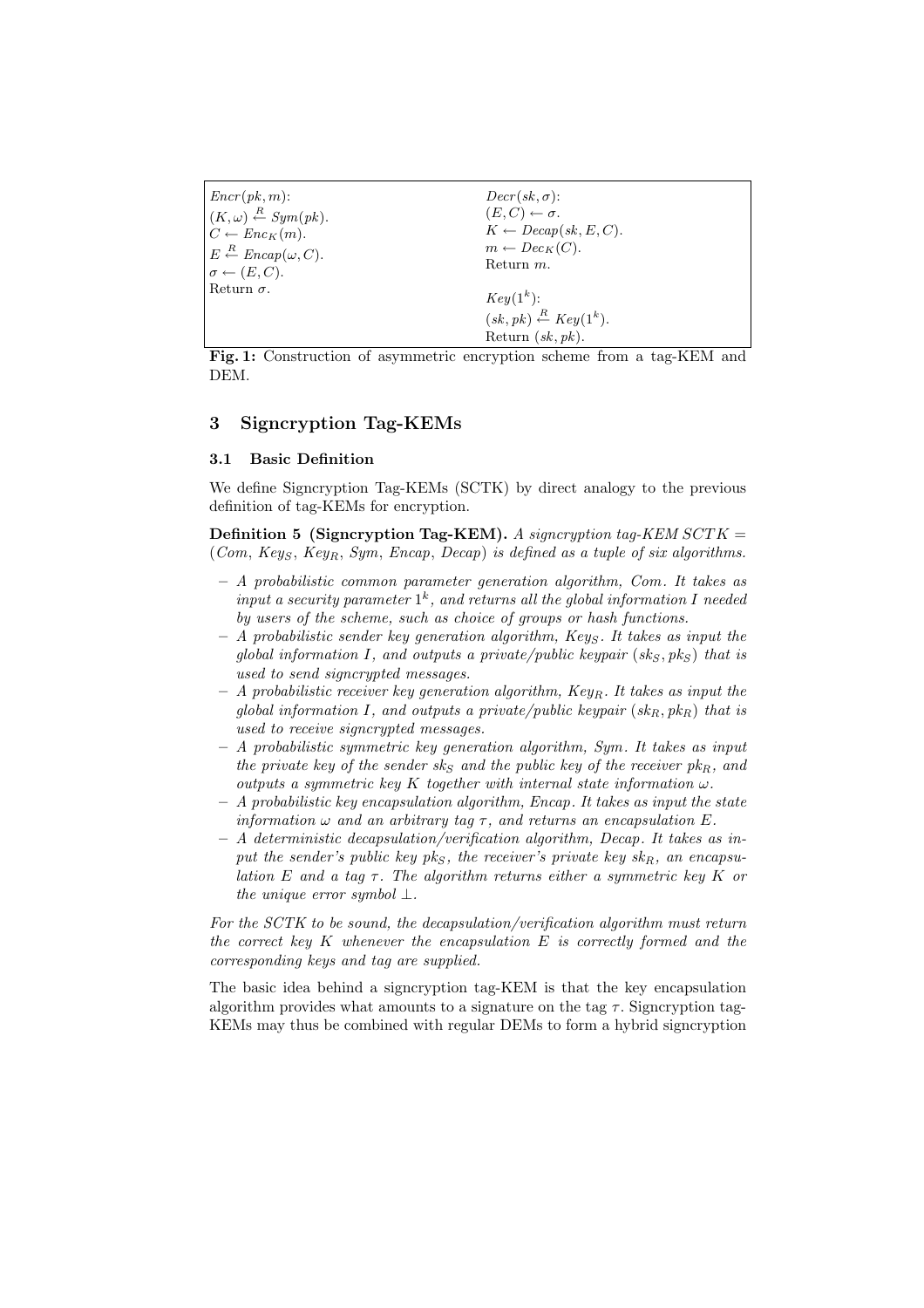| $Encr(pk, m)$: | $Decr(sk, \sigma)$: |
|---|---|
| $(K, \omega) \xleftarrow{R} Sym(pk)$. | $(E, C) \leftarrow \sigma$. |
| $C \leftarrow Enc_K(m)$. | $K \leftarrow Decap(sk, E, C)$. |
| $E \xleftarrow{R} Encap(\omega, C)$. | $m \leftarrow Dec_K(C)$. |
| $\sigma \leftarrow (E, C)$. | Return $m$. |
| Return $\sigma$. | |
| | $Key(1^k)$: |
| | $(sk, pk) \xleftarrow{R} Key(1^k)$. |
| | Return $(sk, pk)$. |

**Fig. 1:** Construction of asymmetric encryption scheme from a tag-KEM and DEM.

## 3 Signcryption Tag-KEMs

### 3.1 Basic Definition

We define Signcryption Tag-KEMs (SCTK) by direct analogy to the previous definition of tag-KEMs for encryption.

**Definition 5 (Signcryption Tag-KEM).** *A signcryption tag-KEM $SCTK = (Com, Key_S, Key_R, Sym, Encap, Decap)$ is defined as a tuple of six algorithms.*

- *A probabilistic common parameter generation algorithm, Com. It takes as input a security parameter $1^k$, and returns all the global information $I$ needed by users of the scheme, such as choice of groups or hash functions.*
- *A probabilistic sender key generation algorithm, $Key_S$. It takes as input the global information $I$, and outputs a private/public keypair $(sk_S, pk_S)$ that is used to send signcrypted messages.*
- *A probabilistic receiver key generation algorithm, $Key_R$. It takes as input the global information $I$, and outputs a private/public keypair $(sk_R, pk_R)$ that is used to receive signcrypted messages.*
- *A probabilistic symmetric key generation algorithm, Sym. It takes as input the private key of the sender $sk_S$ and the public key of the receiver $pk_R$, and outputs a symmetric key $K$ together with internal state information $\omega$.*
- *A probabilistic key encapsulation algorithm, Encap. It takes as input the state information $\omega$ and an arbitrary tag $\tau$, and returns an encapsulation $E$.*
- *A deterministic decapsulation/verification algorithm, Decap. It takes as input the sender's public key $pk_S$, the receiver's private key $sk_R$, an encapsulation $E$ and a tag $\tau$. The algorithm returns either a symmetric key $K$ or the unique error symbol $\perp$.*

*For the SCTK to be sound, the decapsulation/verification algorithm must return the correct key $K$ whenever the encapsulation $E$ is correctly formed and the corresponding keys and tag are supplied.*

The basic idea behind a signcryption tag-KEM is that the key encapsulation algorithm provides what amounts to a signature on the tag $\tau$. Signcryption tag-KEMs may thus be combined with regular DEMs to form a hybrid signcryption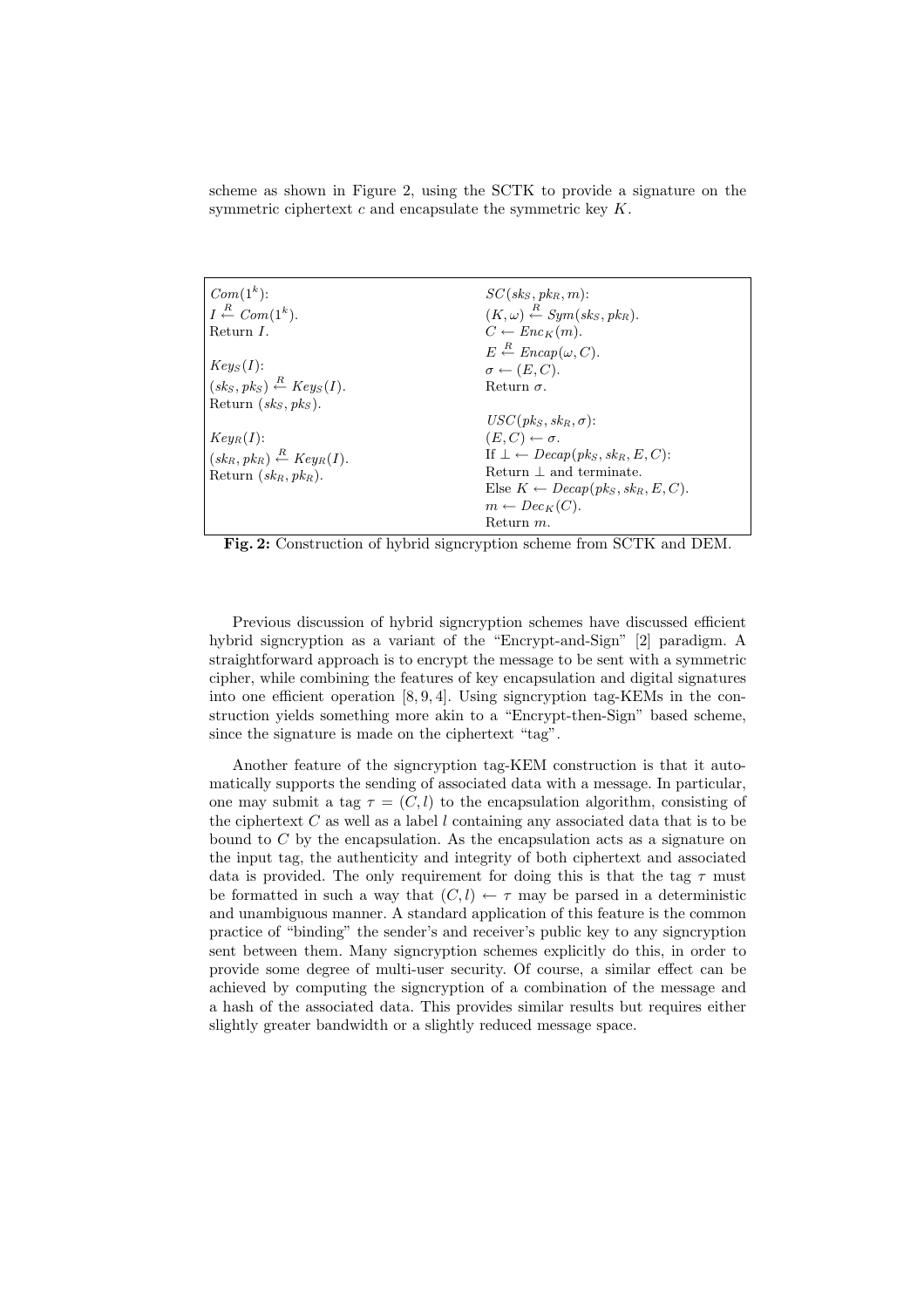scheme as shown in Figure 2, using the SCTK to provide a signature on the symmetric ciphertext $c$ and encapsulate the symmetric key $K$.

| | |
|---|---|
| $Com(1^k)$: <br> $I \xleftarrow{R} Com(1^k)$. <br> Return $I$. <br><br> $Key_S(I)$: <br> $(sk_S, pk_S) \xleftarrow{R} Key_S(I)$. <br> Return $(sk_S, pk_S)$. <br><br> $Key_R(I)$: <br> $(sk_R, pk_R) \xleftarrow{R} Key_R(I)$. <br> Return $(sk_R, pk_R)$. | $SC(sk_S, pk_R, m)$: <br> $(K, \omega) \xleftarrow{R} Sym(sk_S, pk_R)$. <br> $C \leftarrow Enc_K(m)$. <br> $E \xleftarrow{R} Encap(\omega, C)$. <br> $\sigma \leftarrow (E, C)$. <br> Return $\sigma$. <br><br> $USC(pk_S, sk_R, \sigma)$: <br> $(E, C) \leftarrow \sigma$. <br> If $\perp \leftarrow Decap(pk_S, sk_R, E, C)$: <br> Return $\perp$ and terminate. <br> Else $K \leftarrow Decap(pk_S, sk_R, E, C)$. <br> $m \leftarrow Dec_K(C)$. <br> Return $m$. |

**Fig. 2:** Construction of hybrid signcryption scheme from SCTK and DEM.

Previous discussion of hybrid signcryption schemes have discussed efficient hybrid signcryption as a variant of the "Encrypt-and-Sign" [2] paradigm. A straightforward approach is to encrypt the message to be sent with a symmetric cipher, while combining the features of key encapsulation and digital signatures into one efficient operation [8, 9, 4]. Using signcryption tag-KEMs in the construction yields something more akin to a "Encrypt-then-Sign" based scheme, since the signature is made on the ciphertext "tag".

Another feature of the signcryption tag-KEM construction is that it automatically supports the sending of associated data with a message. In particular, one may submit a tag $\tau = (C, l)$ to the encapsulation algorithm, consisting of the ciphertext $C$ as well as a label $l$ containing any associated data that is to be bound to $C$ by the encapsulation. As the encapsulation acts as a signature on the input tag, the authenticity and integrity of both ciphertext and associated data is provided. The only requirement for doing this is that the tag $\tau$ must be formatted in such a way that $(C, l) \leftarrow \tau$ may be parsed in a deterministic and unambiguous manner. A standard application of this feature is the common practice of "binding" the sender's and receiver's public key to any signcryption sent between them. Many signcryption schemes explicitly do this, in order to provide some degree of multi-user security. Of course, a similar effect can be achieved by computing the signcryption of a combination of the message and a hash of the associated data. This provides similar results but requires either slightly greater bandwidth or a slightly reduced message space.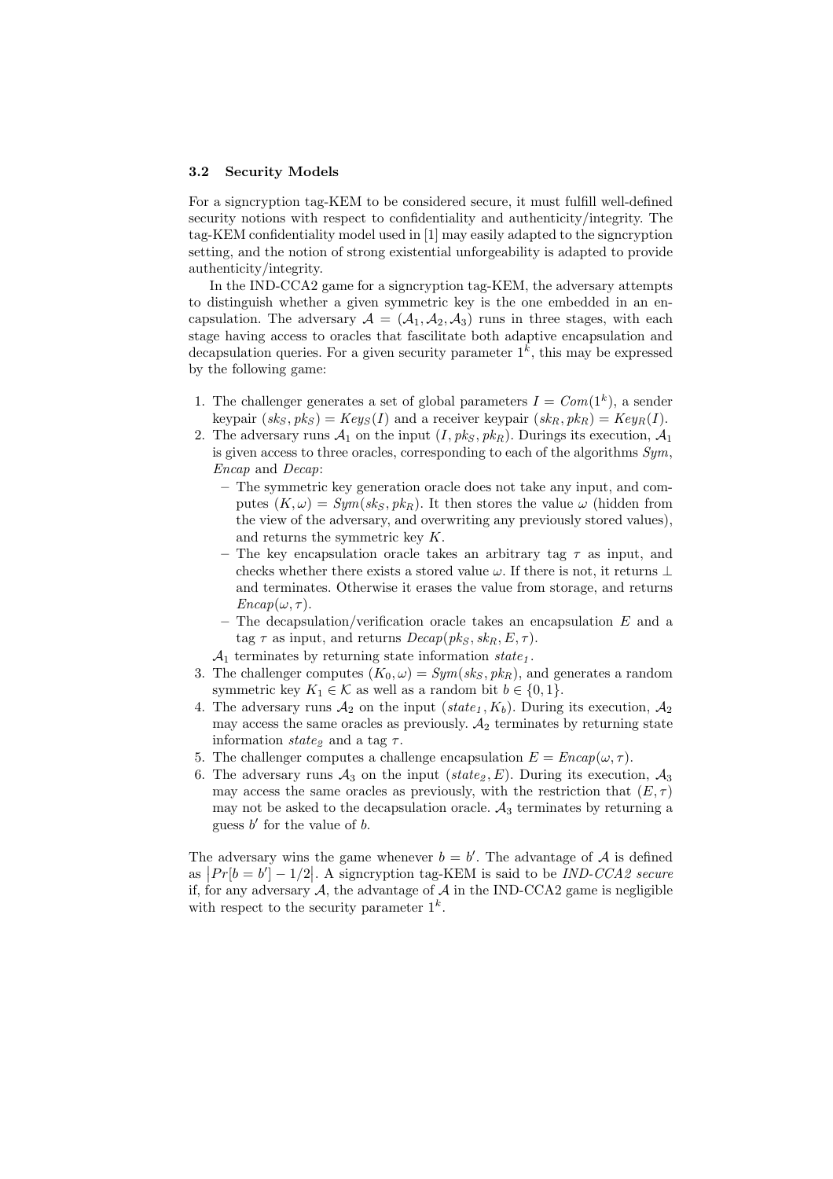### 3.2 Security Models

For a signcryption tag-KEM to be considered secure, it must fulfill well-defined security notions with respect to confidentiality and authenticity/integrity. The tag-KEM confidentiality model used in [1] may easily adapted to the signcryption setting, and the notion of strong existential unforgeability is adapted to provide authenticity/integrity.

In the IND-CCA2 game for a signcryption tag-KEM, the adversary attempts to distinguish whether a given symmetric key is the one embedded in an encapsulation. The adversary $\mathcal{A} = (\mathcal{A}_1, \mathcal{A}_2, \mathcal{A}_3)$ runs in three stages, with each stage having access to oracles that facilitate both adaptive encapsulation and decapsulation queries. For a given security parameter $1^k$, this may be expressed by the following game:

1. The challenger generates a set of global parameters $I = Com(1^k)$, a sender keypair $(sk_S, pk_S) = Key_S(I)$ and a receiver keypair $(sk_R, pk_R) = Key_R(I)$.
2. The adversary runs $\mathcal{A}_1$ on the input $(I, pk_S, pk_R)$. Durings its execution, $\mathcal{A}_1$ is given access to three oracles, corresponding to each of the algorithms $Sym$, $Encap$ and $Decap$:
   - The symmetric key generation oracle does not take any input, and computes $(K, \omega) = Sym(sk_S, pk_R)$. It then stores the value $\omega$ (hidden from the view of the adversary, and overwriting any previously stored values), and returns the symmetric key $K$.
   - The key encapsulation oracle takes an arbitrary tag $\tau$ as input, and checks whether there exists a stored value $\omega$. If there is not, it returns $\perp$ and terminates. Otherwise it erases the value from storage, and returns $Encap(\omega, \tau)$.
   - The decapsulation/verification oracle takes an encapsulation $E$ and a tag $\tau$ as input, and returns $Decap(pk_S, sk_R, E, \tau)$.

   $\mathcal{A}_1$ terminates by returning state information $state_1$.
3. The challenger computes $(K_0, \omega) = Sym(sk_S, pk_R)$, and generates a random symmetric key $K_1 \in \mathcal{K}$ as well as a random bit $b \in \{0, 1\}$.
4. The adversary runs $\mathcal{A}_2$ on the input $(state_1, K_b)$. During its execution, $\mathcal{A}_2$ may access the same oracles as previously. $\mathcal{A}_2$ terminates by returning state information $state_2$ and a tag $\tau$.
5. The challenger computes a challenge encapsulation $E = Encap(\omega, \tau)$.
6. The adversary runs $\mathcal{A}_3$ on the input $(state_2, E)$. During its execution, $\mathcal{A}_3$ may access the same oracles as previously, with the restriction that $(E, \tau)$ may not be asked to the decapsulation oracle. $\mathcal{A}_3$ terminates by returning a guess $b'$ for the value of $b$.

The adversary wins the game whenever $b = b'$. The advantage of $\mathcal{A}$ is defined as $\left|Pr[b = b'] - 1/2\right|$. A signcryption tag-KEM is said to be *IND-CCA2 secure* if, for any adversary $\mathcal{A}$, the advantage of $\mathcal{A}$ in the IND-CCA2 game is negligible with respect to the security parameter $1^k$.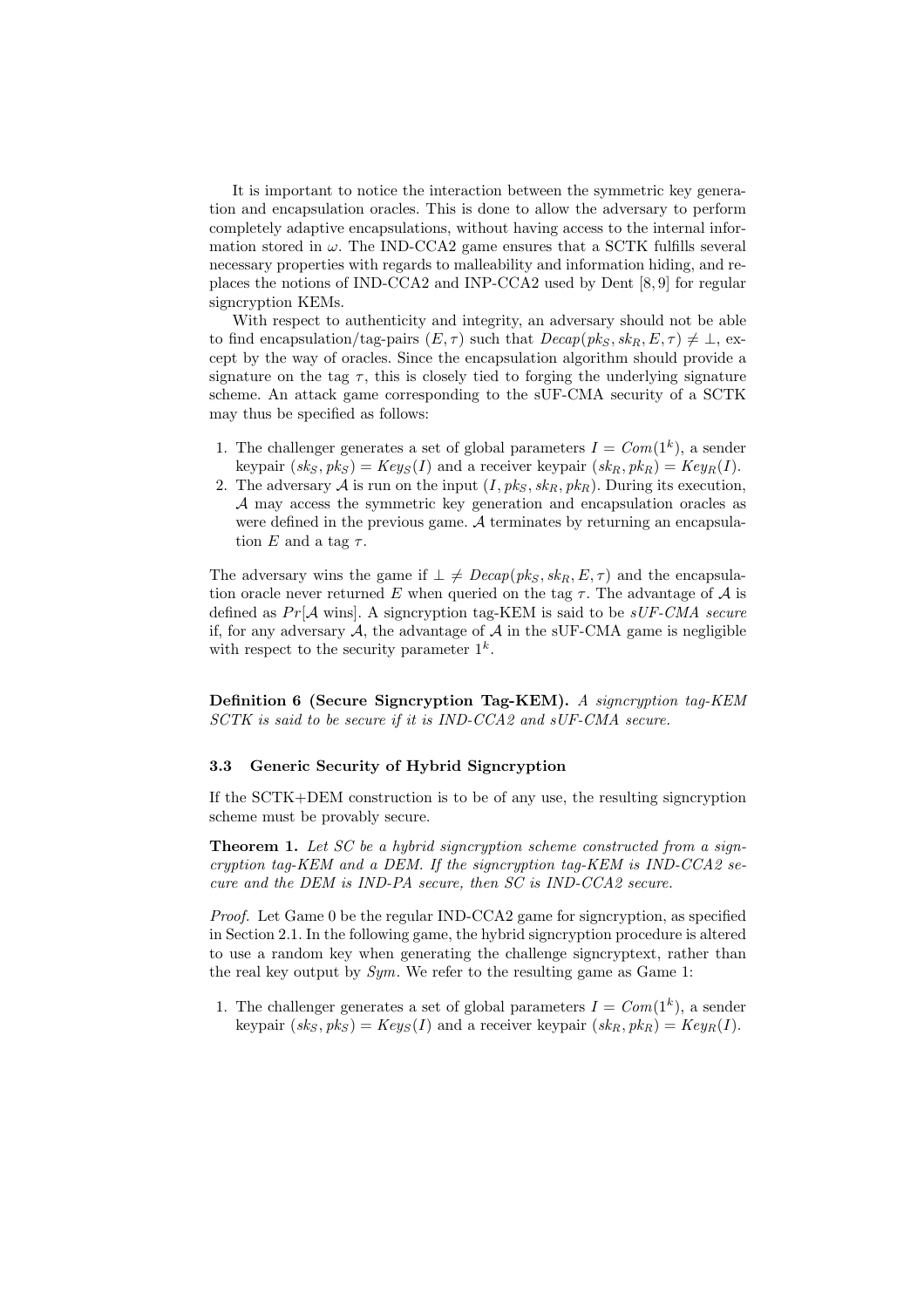It is important to notice the interaction between the symmetric key generation and encapsulation oracles. This is done to allow the adversary to perform completely adaptive encapsulations, without having access to the internal information stored in $\omega$. The IND-CCA2 game ensures that a SCTK fulfills several necessary properties with regards to malleability and information hiding, and replaces the notions of IND-CCA2 and INP-CCA2 used by Dent [8, 9] for regular signcryption KEMs.

With respect to authenticity and integrity, an adversary should not be able to find encapsulation/tag-pairs $(E, \tau)$ such that $Decap(pk_S, sk_R, E, \tau) \neq \perp$, except by the way of oracles. Since the encapsulation algorithm should provide a signature on the tag $\tau$, this is closely tied to forging the underlying signature scheme. An attack game corresponding to the sUF-CMA security of a SCTK may thus be specified as follows:

1. The challenger generates a set of global parameters $I = Com(1^k)$, a sender keypair $(sk_S, pk_S) = Key_S(I)$ and a receiver keypair $(sk_R, pk_R) = Key_R(I)$.
2. The adversary $\mathcal{A}$ is run on the input $(I, pk_S, sk_R, pk_R)$. During its execution, $\mathcal{A}$ may access the symmetric key generation and encapsulation oracles as were defined in the previous game. $\mathcal{A}$ terminates by returning an encapsulation $E$ and a tag $\tau$.

The adversary wins the game if $\perp \neq Decap(pk_S, sk_R, E, \tau)$ and the encapsulation oracle never returned $E$ when queried on the tag $\tau$. The advantage of $\mathcal{A}$ is defined as $Pr[\mathcal{A} \text{ wins}]$. A signcryption tag-KEM is said to be *sUF-CMA secure* if, for any adversary $\mathcal{A}$, the advantage of $\mathcal{A}$ in the sUF-CMA game is negligible with respect to the security parameter $1^k$.

**Definition 6 (Secure Signcryption Tag-KEM).** *A signcryption tag-KEM SCTK is said to be secure if it is IND-CCA2 and sUF-CMA secure.*

### 3.3 Generic Security of Hybrid Signcryption

If the SCTK+DEM construction is to be of any use, the resulting signcryption scheme must be provably secure.

**Theorem 1.** *Let SC be a hybrid signcryption scheme constructed from a signcryption tag-KEM and a DEM. If the signcryption tag-KEM is IND-CCA2 secure and the DEM is IND-PA secure, then SC is IND-CCA2 secure.*

*Proof.* Let Game 0 be the regular IND-CCA2 game for signcryption, as specified in Section 2.1. In the following game, the hybrid signcryption procedure is altered to use a random key when generating the challenge signcryptext, rather than the real key output by *Sym*. We refer to the resulting game as Game 1:

1. The challenger generates a set of global parameters $I = Com(1^k)$, a sender keypair $(sk_S, pk_S) = Key_S(I)$ and a receiver keypair $(sk_R, pk_R) = Key_R(I)$.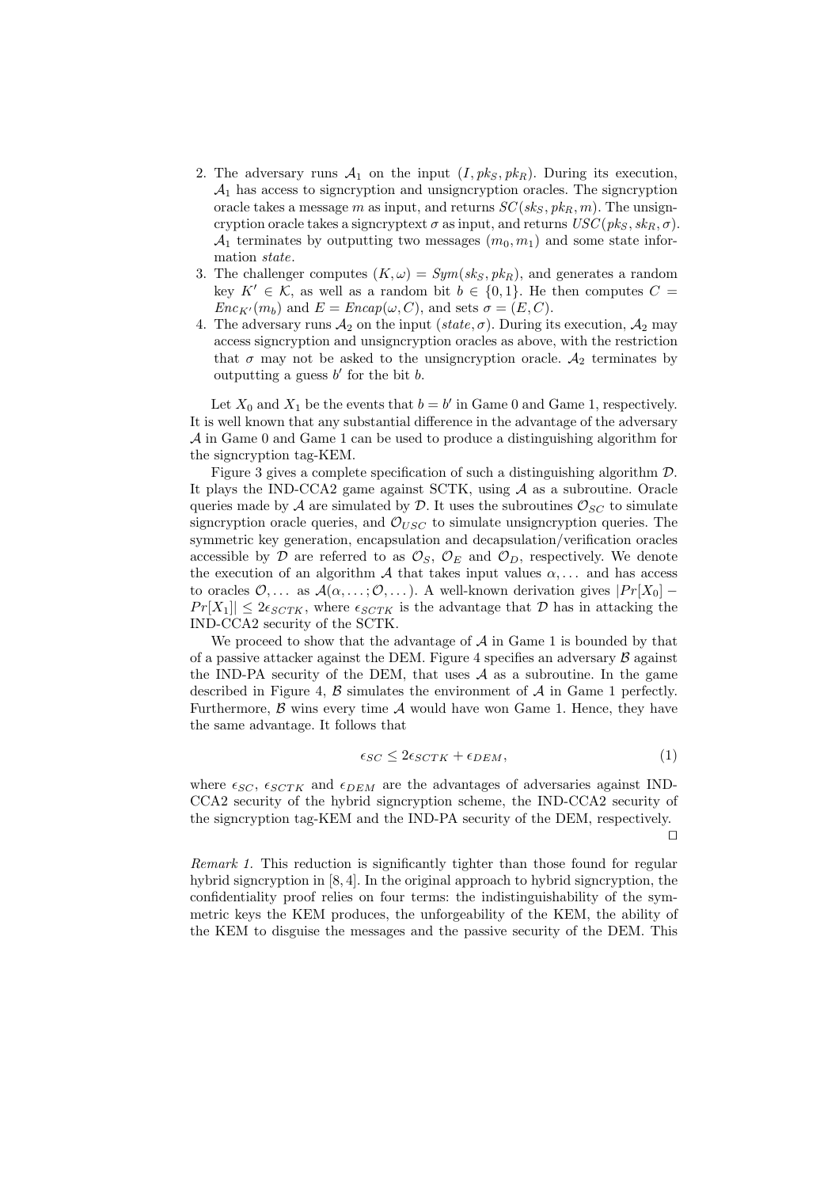2. The adversary runs $\mathcal{A}_1$ on the input $(I, pk_S, pk_R)$. During its execution, $\mathcal{A}_1$ has access to signcryption and unsigncryption oracles. The signcryption oracle takes a message $m$ as input, and returns $SC(sk_S, pk_R, m)$. The unsigncryption oracle takes a signcryptext $\sigma$ as input, and returns $USC(pk_S, sk_R, \sigma)$. $\mathcal{A}_1$ terminates by outputting two messages $(m_0, m_1)$ and some state information *state*.
3. The challenger computes $(K, \omega) = Sym(sk_S, pk_R)$, and generates a random key $K' \in \mathcal{K}$, as well as a random bit $b \in \{0, 1\}$. He then computes $C = Enc_{K'}(m_b)$ and $E = Encap(\omega, C)$, and sets $\sigma = (E, C)$.
4. The adversary runs $\mathcal{A}_2$ on the input $(state, \sigma)$. During its execution, $\mathcal{A}_2$ may access signcryption and unsigncryption oracles as above, with the restriction that $\sigma$ may not be asked to the unsigncryption oracle. $\mathcal{A}_2$ terminates by outputting a guess $b'$ for the bit $b$.

Let $X_0$ and $X_1$ be the events that $b = b'$ in Game 0 and Game 1, respectively. It is well known that any substantial difference in the advantage of the adversary $\mathcal{A}$ in Game 0 and Game 1 can be used to produce a distinguishing algorithm for the signcryption tag-KEM.

Figure 3 gives a complete specification of such a distinguishing algorithm $\mathcal{D}$. It plays the IND-CCA2 game against SCTK, using $\mathcal{A}$ as a subroutine. Oracle queries made by $\mathcal{A}$ are simulated by $\mathcal{D}$. It uses the subroutines $\mathcal{O}_{SC}$ to simulate signcryption oracle queries, and $\mathcal{O}_{USC}$ to simulate unsigncryption queries. The symmetric key generation, encapsulation and decapsulation/verification oracles accessible by $\mathcal{D}$ are referred to as $\mathcal{O}_S$, $\mathcal{O}_E$ and $\mathcal{O}_D$, respectively. We denote the execution of an algorithm $\mathcal{A}$ that takes input values $\alpha, \dots$ and has access to oracles $\mathcal{O}, \dots$ as $\mathcal{A}(\alpha, \dots; \mathcal{O}, \dots)$. A well-known derivation gives $|Pr[X_0] - Pr[X_1]| \leq 2\epsilon_{SCTK}$, where $\epsilon_{SCTK}$ is the advantage that $\mathcal{D}$ has in attacking the IND-CCA2 security of the SCTK.

We proceed to show that the advantage of $\mathcal{A}$ in Game 1 is bounded by that of a passive attacker against the DEM. Figure 4 specifies an adversary $\mathcal{B}$ against the IND-PA security of the DEM, that uses $\mathcal{A}$ as a subroutine. In the game described in Figure 4, $\mathcal{B}$ simulates the environment of $\mathcal{A}$ in Game 1 perfectly. Furthermore, $\mathcal{B}$ wins every time $\mathcal{A}$ would have won Game 1. Hence, they have the same advantage. It follows that

$$\epsilon_{SC} \leq 2\epsilon_{SCTK} + \epsilon_{DEM}, \tag{1}$$

where $\epsilon_{SC}$, $\epsilon_{SCTK}$ and $\epsilon_{DEM}$ are the advantages of adversaries against IND-CCA2 security of the hybrid signcryption scheme, the IND-CCA2 security of the signcryption tag-KEM and the IND-PA security of the DEM, respectively. □

*Remark 1.* This reduction is significantly tighter than those found for regular hybrid signcryption in [8, 4]. In the original approach to hybrid signcryption, the confidentiality proof relies on four terms: the indistinguishability of the symmetric keys the KEM produces, the unforgeability of the KEM, the ability of the KEM to disguise the messages and the passive security of the DEM. This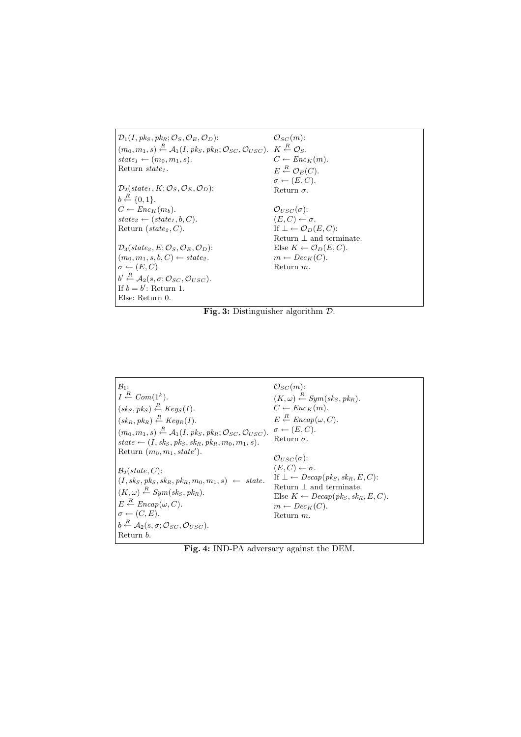$\mathcal{D}_1(I, pk_S, pk_R; \mathcal{O}_S, \mathcal{O}_E, \mathcal{O}_D)$:
$(m_0, m_1, s) \xleftarrow{R} \mathcal{A}_1(I, pk_S, pk_R; \mathcal{O}_{SC}, \mathcal{O}_{USC})$.
$state_1 \leftarrow (m_0, m_1, s)$.
Return $state_1$.

$\mathcal{D}_2(state_1, K; \mathcal{O}_S, \mathcal{O}_E, \mathcal{O}_D)$:
$b \xleftarrow{R} \{0, 1\}$.
$C \leftarrow Enc_K(m_b)$.
$state_2 \leftarrow (state_1, b, C)$.
Return $(state_2, C)$.

$\mathcal{D}_3(state_2, E; \mathcal{O}_S, \mathcal{O}_E, \mathcal{O}_D)$:
$(m_0, m_1, s, b, C) \leftarrow state_2$.
$\sigma \leftarrow (E, C)$.
$b' \xleftarrow{R} \mathcal{A}_2(s, \sigma; \mathcal{O}_{SC}, \mathcal{O}_{USC})$.
If $b = b'$: Return 1.
Else: Return 0.

$\mathcal{O}_{SC}(m)$:
$K \xleftarrow{R} \mathcal{O}_S$.
$C \leftarrow Enc_K(m)$.
$E \xleftarrow{R} \mathcal{O}_E(C)$.
$\sigma \leftarrow (E, C)$.
Return $\sigma$.

$\mathcal{O}_{USC}(\sigma)$:
$(E, C) \leftarrow \sigma$.
If $\perp \leftarrow \mathcal{O}_D(E, C)$:
Return $\perp$ and terminate.
Else $K \leftarrow \mathcal{O}_D(E, C)$.
$m \leftarrow Dec_K(C)$.
Return $m$.

**Fig. 3:** Distinguisher algorithm $\mathcal{D}$.

$\mathcal{B}_1$:
$I \xleftarrow{R} Com(1^k)$.
$(sk_S, pk_S) \xleftarrow{R} Keys_S(I)$.
$(sk_R, pk_R) \xleftarrow{R} Key_R(I)$.
$(m_0, m_1, s) \xleftarrow{R} \mathcal{A}_1(I, pk_S, pk_R; \mathcal{O}_{SC}, \mathcal{O}_{USC})$.
$state \leftarrow (I, sk_S, pk_S, sk_R, pk_R, m_0, m_1, s)$.
Return $(m_0, m_1, state')$.

$\mathcal{B}_2(state, C)$:
$(I, sk_S, pk_S, sk_R, pk_R, m_0, m_1, s) \leftarrow state$.
$(K, \omega) \xleftarrow{R} Sym(sk_S, pk_R)$.
$E \xleftarrow{R} Encap(\omega, C)$.
$\sigma \leftarrow (C, E)$.
$b \xleftarrow{R} \mathcal{A}_2(s, \sigma; \mathcal{O}_{SC}, \mathcal{O}_{USC})$.
Return $b$.

$\mathcal{O}_{SC}(m)$:
$(K, \omega) \xleftarrow{R} Sym(sk_S, pk_R)$.
$C \leftarrow Enc_K(m)$.
$E \xleftarrow{R} Encap(\omega, C)$.
$\sigma \leftarrow (E, C)$.
Return $\sigma$.

$\mathcal{O}_{USC}(\sigma)$:
$(E, C) \leftarrow \sigma$.
If $\perp \leftarrow Decap(pk_S, sk_R, E, C)$:
Return $\perp$ and terminate.
Else $K \leftarrow Decap(pk_S, sk_R, E, C)$.
$m \leftarrow Dec_K(C)$.
Return $m$.

**Fig. 4:** IND-PA adversary against the DEM.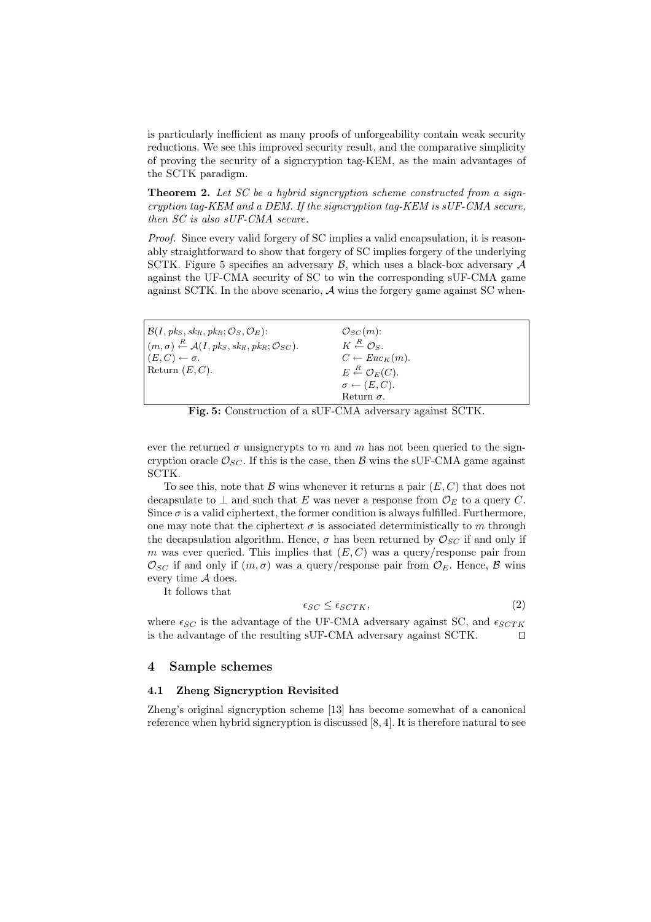is particularly inefficient as many proofs of unforgeability contain weak security reductions. We see this improved security result, and the comparative simplicity of proving the security of a signcryption tag-KEM, as the main advantages of the SCTK paradigm.

**Theorem 2.** *Let SC be a hybrid signcryption scheme constructed from a signcryption tag-KEM and a DEM. If the signcryption tag-KEM is sUF-CMA secure, then SC is also sUF-CMA secure.*

*Proof.* Since every valid forgery of SC implies a valid encapsulation, it is reasonably straightforward to show that forgery of SC implies forgery of the underlying SCTK. Figure 5 specifies an adversary $\mathcal{B}$, which uses a black-box adversary $\mathcal{A}$ against the UF-CMA security of SC to win the corresponding sUF-CMA game against SCTK. In the above scenario, $\mathcal{A}$ wins the forgery game against SC when-

| $\mathcal{B}(I, pk_S, sk_R, pk_R; \mathcal{O}_S, \mathcal{O}_E)$: | $\mathcal{O}_{SC}(m)$: |
|---|---|
| $(m, \sigma) \xleftarrow{R} \mathcal{A}(I, pk_S, sk_R, pk_R; \mathcal{O}_{SC})$. | $K \xleftarrow{R} \mathcal{O}_S$. |
| $(E, C) \leftarrow \sigma$. | $C \leftarrow Enc_K(m)$. |
| Return $(E, C)$. | $E \xleftarrow{R} \mathcal{O}_E(C)$. |
| | $\sigma \leftarrow (E, C)$. |
| | Return $\sigma$. |

**Fig. 5:** Construction of a sUF-CMA adversary against SCTK.

ever the returned $\sigma$ unsigncrypts to $m$ and $m$ has not been queried to the signcryption oracle $\mathcal{O}_{SC}$. If this is the case, then $\mathcal{B}$ wins the sUF-CMA game against SCTK.

To see this, note that $\mathcal{B}$ wins whenever it returns a pair $(E, C)$ that does not decapsulate to $\perp$ and such that $E$ was never a response from $\mathcal{O}_E$ to a query $C$. Since $\sigma$ is a valid ciphertext, the former condition is always fulfilled. Furthermore, one may note that the ciphertext $\sigma$ is associated deterministically to $m$ through the decapsulation algorithm. Hence, $\sigma$ has been returned by $\mathcal{O}_{SC}$ if and only if $m$ was ever queried. This implies that $(E, C)$ was a query/response pair from $\mathcal{O}_{SC}$ if and only if $(m, \sigma)$ was a query/response pair from $\mathcal{O}_E$. Hence, $\mathcal{B}$ wins every time $\mathcal{A}$ does.

It follows that

$$\epsilon_{SC} \leq \epsilon_{SCTK}, \tag{2}$$

where $\epsilon_{SC}$ is the advantage of the UF-CMA adversary against SC, and $\epsilon_{SCTK}$ is the advantage of the resulting sUF-CMA adversary against SCTK. □

## 4 Sample schemes

### 4.1 Zheng Signcryption Revisited

Zheng's original signcryption scheme [13] has become somewhat of a canonical reference when hybrid signcryption is discussed [8, 4]. It is therefore natural to see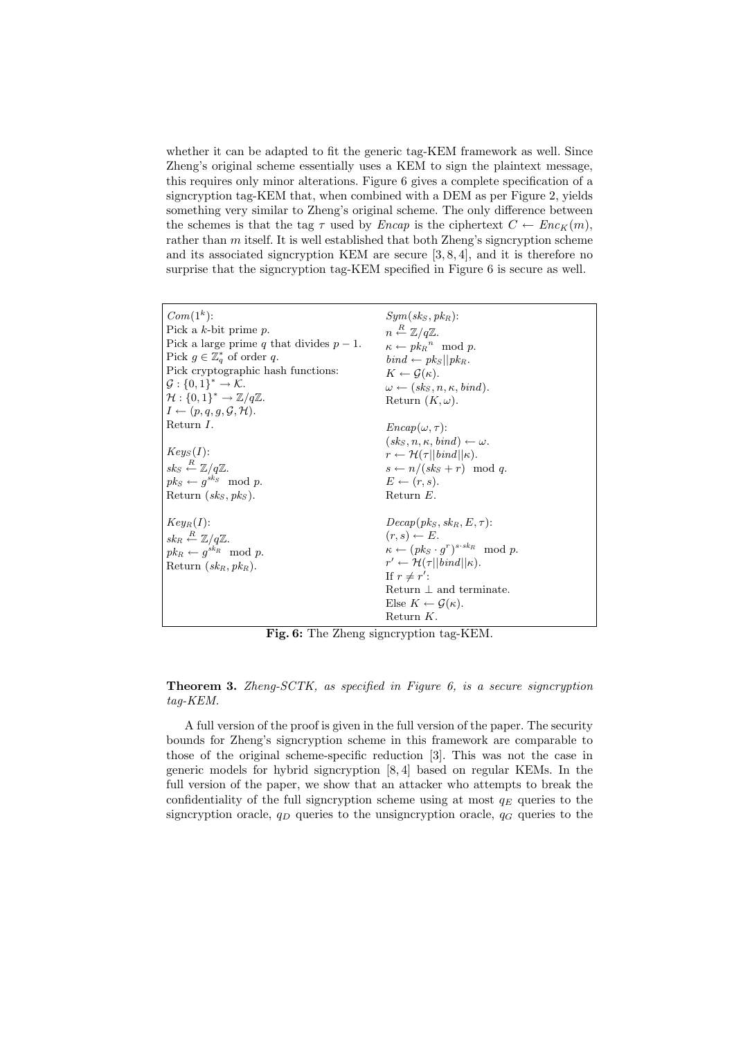whether it can be adapted to fit the generic tag-KEM framework as well. Since Zheng's original scheme essentially uses a KEM to sign the plaintext message, this requires only minor alterations. Figure 6 gives a complete specification of a signcryption tag-KEM that, when combined with a DEM as per Figure 2, yields something very similar to Zheng's original scheme. The only difference between the schemes is that the tag $\tau$ used by *Encap* is the ciphertext $C \leftarrow Enc_K(m)$, rather than $m$ itself. It is well established that both Zheng's signcryption scheme and its associated signcryption KEM are secure [3, 8, 4], and it is therefore no surprise that the signcryption tag-KEM specified in Figure 6 is secure as well.

| | |
|---|---|
| $Com(1^k)$:<br>Pick a $k$-bit prime $p$.<br>Pick a large prime $q$ that divides $p-1$.<br>Pick $g \in \mathbb{Z}_q^*$ of order $q$.<br>Pick cryptographic hash functions:<br>$\mathcal{G} : \{0,1\}^* \rightarrow \mathcal{K}$.<br>$\mathcal{H} : \{0,1\}^* \rightarrow \mathbb{Z}/q\mathbb{Z}$.<br>$I \leftarrow (p, q, g, \mathcal{G}, \mathcal{H})$.<br>Return $I$. | $Sym(sk_S, pk_R)$:<br>$n \xleftarrow{R} \mathbb{Z}/q\mathbb{Z}$.<br>$\kappa \leftarrow {pk_R}^n \mod p$.<br>$bind \leftarrow pk_S \| pk_R$.<br>$K \leftarrow \mathcal{G}(\kappa)$.<br>$\omega \leftarrow (sk_S, n, \kappa, bind)$.<br>Return $(K, \omega)$. |
| $Key_S(I)$:<br>$sk_S \xleftarrow{R} \mathbb{Z}/q\mathbb{Z}$.<br>$pk_S \leftarrow g^{sk_S} \mod p$.<br>Return $(sk_S, pk_S)$. | $Encap(\omega, \tau)$:<br>$(sk_S, n, \kappa, bind) \leftarrow \omega$.<br>$r \leftarrow \mathcal{H}(\tau \| bind \| \kappa)$.<br>$s \leftarrow n/(sk_S + r) \mod q$.<br>$E \leftarrow (r, s)$.<br>Return $E$. |
| $Key_R(I)$:<br>$sk_R \xleftarrow{R} \mathbb{Z}/q\mathbb{Z}$.<br>$pk_R \leftarrow g^{sk_R} \mod p$.<br>Return $(sk_R, pk_R)$. | $Decap(pk_S, sk_R, E, \tau)$:<br>$(r, s) \leftarrow E$.<br>$\kappa \leftarrow (pk_S \cdot g^r)^{s \cdot sk_R} \mod p$.<br>$r' \leftarrow \mathcal{H}(\tau \| bind \| \kappa)$.<br>If $r \neq r'$:<br>Return $\perp$ and terminate.<br>Else $K \leftarrow \mathcal{G}(\kappa)$.<br>Return $K$. |

**Fig. 6:** The Zheng signcryption tag-KEM.

**Theorem 3.** *Zheng-SCTK, as specified in Figure 6, is a secure signcryption tag-KEM.*

A full version of the proof is given in the full version of the paper. The security bounds for Zheng's signcryption scheme in this framework are comparable to those of the original scheme-specific reduction [3]. This was not the case in generic models for hybrid signcryption [8, 4] based on regular KEMs. In the full version of the paper, we show that an attacker who attempts to break the confidentiality of the full signcryption scheme using at most $q_E$ queries to the signcryption oracle, $q_D$ queries to the unsigncryption oracle, $q_G$ queries to the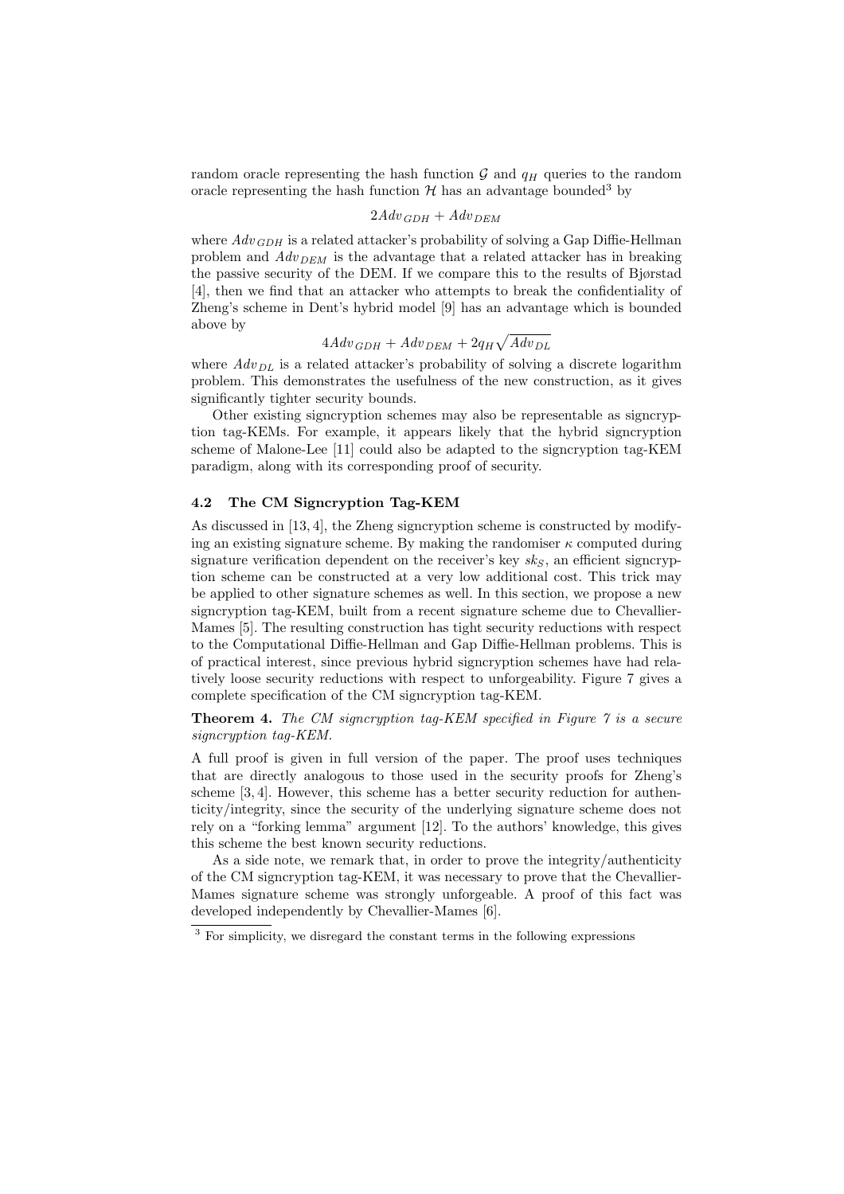random oracle representing the hash function $\mathcal{G}$ and $q_H$ queries to the random oracle representing the hash function $\mathcal{H}$ has an advantage bounded[3] by

$$2Adv_{GDH} + Adv_{DEM}$$

where $Adv_{GDH}$ is a related attacker's probability of solving a Gap Diffie-Hellman problem and $Adv_{DEM}$ is the advantage that a related attacker has in breaking the passive security of the DEM. If we compare this to the results of Bjørstad [4], then we find that an attacker who attempts to break the confidentiality of Zheng's scheme in Dent's hybrid model [9] has an advantage which is bounded above by

$$4Adv_{GDH} + Adv_{DEM} + 2q_H\sqrt{Adv_{DL}}$$

where $Adv_{DL}$ is a related attacker's probability of solving a discrete logarithm problem. This demonstrates the usefulness of the new construction, as it gives significantly tighter security bounds.

Other existing signcryption schemes may also be representable as signcryption tag-KEMs. For example, it appears likely that the hybrid signcryption scheme of Malone-Lee [11] could also be adapted to the signcryption tag-KEM paradigm, along with its corresponding proof of security.

### 4.2 The CM Signcryption Tag-KEM

As discussed in [13, 4], the Zheng signcryption scheme is constructed by modifying an existing signature scheme. By making the randomiser $\kappa$ computed during signature verification dependent on the receiver's key $sk_S$, an efficient signcryption scheme can be constructed at a very low additional cost. This trick may be applied to other signature schemes as well. In this section, we propose a new signcryption tag-KEM, built from a recent signature scheme due to Chevallier-Mames [5]. The resulting construction has tight security reductions with respect to the Computational Diffie-Hellman and Gap Diffie-Hellman problems. This is of practical interest, since previous hybrid signcryption schemes have had relatively loose security reductions with respect to unforgeability. Figure 7 gives a complete specification of the CM signcryption tag-KEM.

**Theorem 4.** *The CM signcryption tag-KEM specified in Figure 7 is a secure signcryption tag-KEM.*

A full proof is given in full version of the paper. The proof uses techniques that are directly analogous to those used in the security proofs for Zheng's scheme [3, 4]. However, this scheme has a better security reduction for authenticity/integrity, since the security of the underlying signature scheme does not rely on a "forking lemma" argument [12]. To the authors' knowledge, this gives this scheme the best known security reductions.

As a side note, we remark that, in order to prove the integrity/authenticity of the CM signcryption tag-KEM, it was necessary to prove that the Chevallier-Mames signature scheme was strongly unforgeable. A proof of this fact was developed independently by Chevallier-Mames [6].

[3] For simplicity, we disregard the constant terms in the following expressions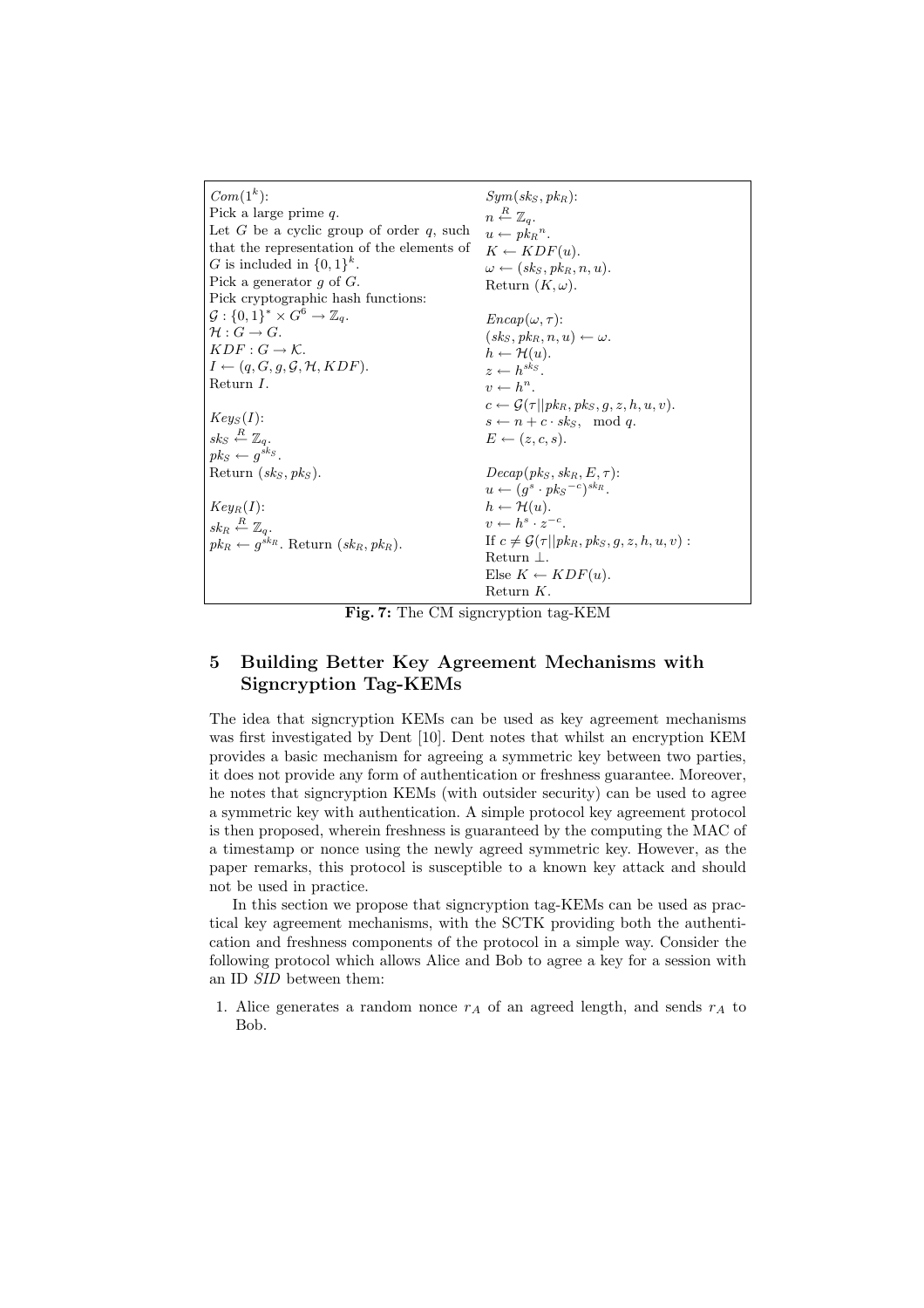| | |
|---|---|
| $Com(1^k)$:<br>Pick a large prime $q$.<br>Let $G$ be a cyclic group of order $q$, such that the representation of the elements of $G$ is included in $\{0,1\}^k$.<br>Pick a generator $g$ of $G$.<br>Pick cryptographic hash functions:<br>$\mathcal{G} : \{0,1\}^* \times G^6 \rightarrow \mathbb{Z}_q$.<br>$\mathcal{H} : G \rightarrow G$.<br>$KDF : G \rightarrow \mathcal{K}$.<br>$I \leftarrow (q, G, g, \mathcal{G}, \mathcal{H}, KDF)$.<br>Return $I$.<br><br>$Key_S(I)$:<br>$sk_S \xleftarrow{R} \mathbb{Z}_q$.<br>$pk_S \leftarrow g^{sk_S}$.<br>Return $(sk_S, pk_S)$.<br><br>$Key_R(I)$:<br>$sk_R \xleftarrow{R} \mathbb{Z}_q$.<br>$pk_R \leftarrow g^{sk_R}$. Return $(sk_R, pk_R)$. | $Sym(sk_S, pk_R)$:<br>$n \xleftarrow{R} \mathbb{Z}_q$.<br>$u \leftarrow {pk_R}^n$.<br>$K \leftarrow KDF(u)$.<br>$\omega \leftarrow (sk_S, pk_R, n, u)$.<br>Return $(K, \omega)$.<br><br>$Encap(\omega, \tau)$:<br>$(sk_S, pk_R, n, u) \leftarrow \omega$.<br>$h \leftarrow \mathcal{H}(u)$.<br>$z \leftarrow h^{sk_S}$.<br>$v \leftarrow h^n$.<br>$c \leftarrow \mathcal{G}(\tau \Vert pk_R, pk_S, g, z, h, u, v)$.<br>$s \leftarrow n + c \cdot sk_S, \mod q$.<br>$E \leftarrow (z, c, s)$.<br><br>$Decap(pk_S, sk_R, E, \tau)$:<br>$u \leftarrow (g^s \cdot {pk_S}^{-c})^{sk_R}$.<br>$h \leftarrow \mathcal{H}(u)$.<br>$v \leftarrow h^s \cdot z^{-c}$.<br>If $c \neq \mathcal{G}(\tau \Vert pk_R, pk_S, g, z, h, u, v)$ :<br>Return $\perp$.<br>Else $K \leftarrow KDF(u)$.<br>Return $K$. |

**Fig. 7:** The CM signcryption tag-KEM

## 5 Building Better Key Agreement Mechanisms with Signcryption Tag-KEMs

The idea that signcryption KEMs can be used as key agreement mechanisms was first investigated by Dent [10]. Dent notes that whilst an encryption KEM provides a basic mechanism for agreeing a symmetric key between two parties, it does not provide any form of authentication or freshness guarantee. Moreover, he notes that signcryption KEMs (with outsider security) can be used to agree a symmetric key with authentication. A simple protocol key agreement protocol is then proposed, wherein freshness is guaranteed by the computing the MAC of a timestamp or nonce using the newly agreed symmetric key. However, as the paper remarks, this protocol is susceptible to a known key attack and should not be used in practice.

In this section we propose that signcryption tag-KEMs can be used as practical key agreement mechanisms, with the SCTK providing both the authentication and freshness components of the protocol in a simple way. Consider the following protocol which allows Alice and Bob to agree a key for a session with an ID *SID* between them:

1. Alice generates a random nonce $r_A$ of an agreed length, and sends $r_A$ to Bob.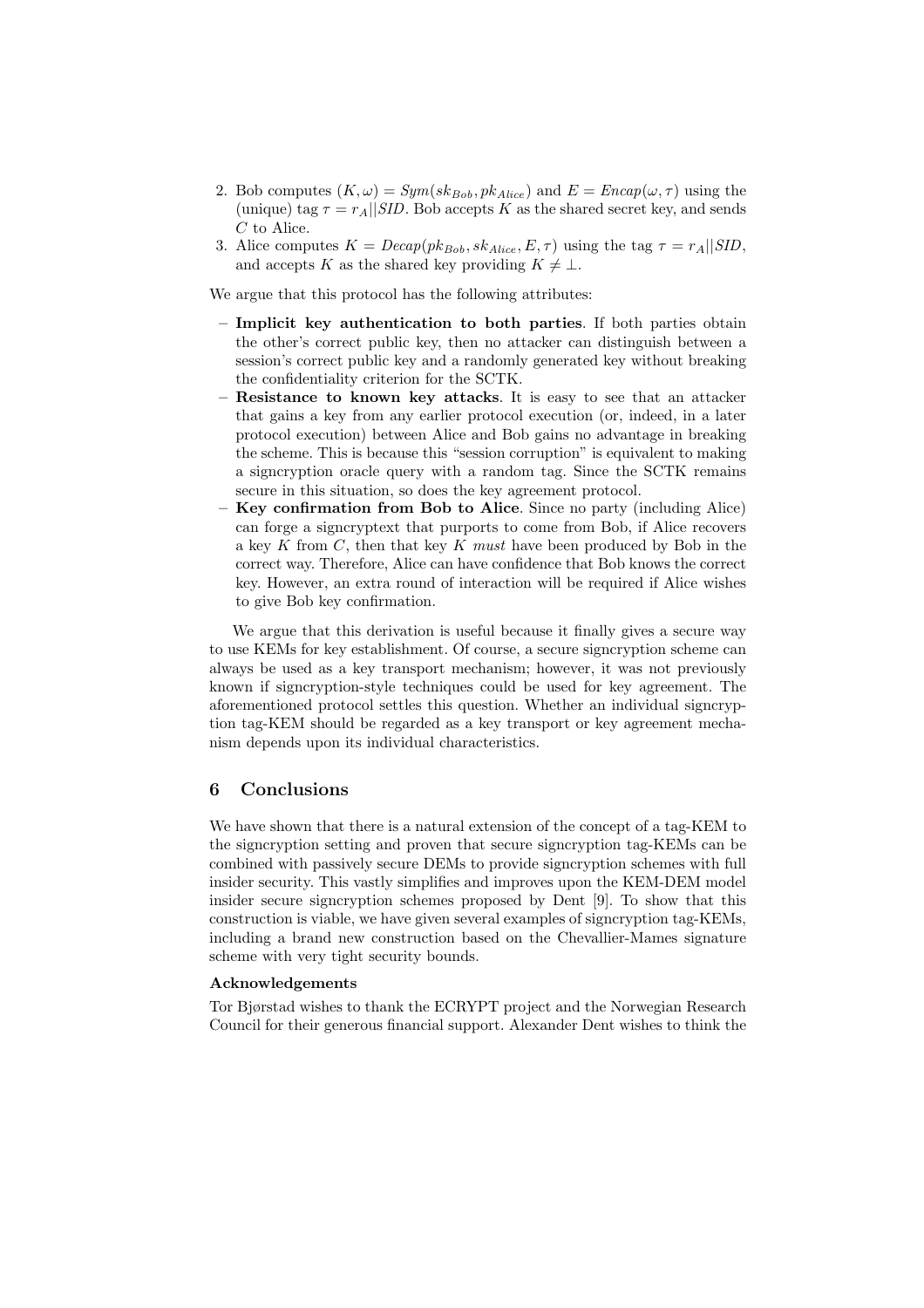2. Bob computes $(K, \omega) = Sym(sk_{Bob}, pk_{Alice})$ and $E = Encap(\omega, \tau)$ using the (unique) tag $\tau = r_A || SID$. Bob accepts $K$ as the shared secret key, and sends $C$ to Alice.
3. Alice computes $K = Decap(pk_{Bob}, sk_{Alice}, E, \tau)$ using the tag $\tau = r_A || SID$, and accepts $K$ as the shared key providing $K \neq \perp$.

We argue that this protocol has the following attributes:

- **Implicit key authentication to both parties**. If both parties obtain the other's correct public key, then no attacker can distinguish between a session's correct public key and a randomly generated key without breaking the confidentiality criterion for the SCTK.
- **Resistance to known key attacks**. It is easy to see that an attacker that gains a key from any earlier protocol execution (or, indeed, in a later protocol execution) between Alice and Bob gains no advantage in breaking the scheme. This is because this "session corruption" is equivalent to making a signcryption oracle query with a random tag. Since the SCTK remains secure in this situation, so does the key agreement protocol.
- **Key confirmation from Bob to Alice**. Since no party (including Alice) can forge a signcryptext that purports to come from Bob, if Alice recovers a key $K$ from $C$, then that key $K$ *must* have been produced by Bob in the correct way. Therefore, Alice can have confidence that Bob knows the correct key. However, an extra round of interaction will be required if Alice wishes to give Bob key confirmation.

We argue that this derivation is useful because it finally gives a secure way to use KEMs for key establishment. Of course, a secure signcryption scheme can always be used as a key transport mechanism; however, it was not previously known if signcryption-style techniques could be used for key agreement. The aforementioned protocol settles this question. Whether an individual signcryption tag-KEM should be regarded as a key transport or key agreement mechanism depends upon its individual characteristics.

## 6 Conclusions

We have shown that there is a natural extension of the concept of a tag-KEM to the signcryption setting and proven that secure signcryption tag-KEMs can be combined with passively secure DEMs to provide signcryption schemes with full insider security. This vastly simplifies and improves upon the KEM-DEM model insider secure signcryption schemes proposed by Dent [9]. To show that this construction is viable, we have given several examples of signcryption tag-KEMs, including a brand new construction based on the Chevallier-Mames signature scheme with very tight security bounds.

### Acknowledgements

Tor Bjørstad wishes to thank the ECRYPT project and the Norwegian Research Council for their generous financial support. Alexander Dent wishes to think the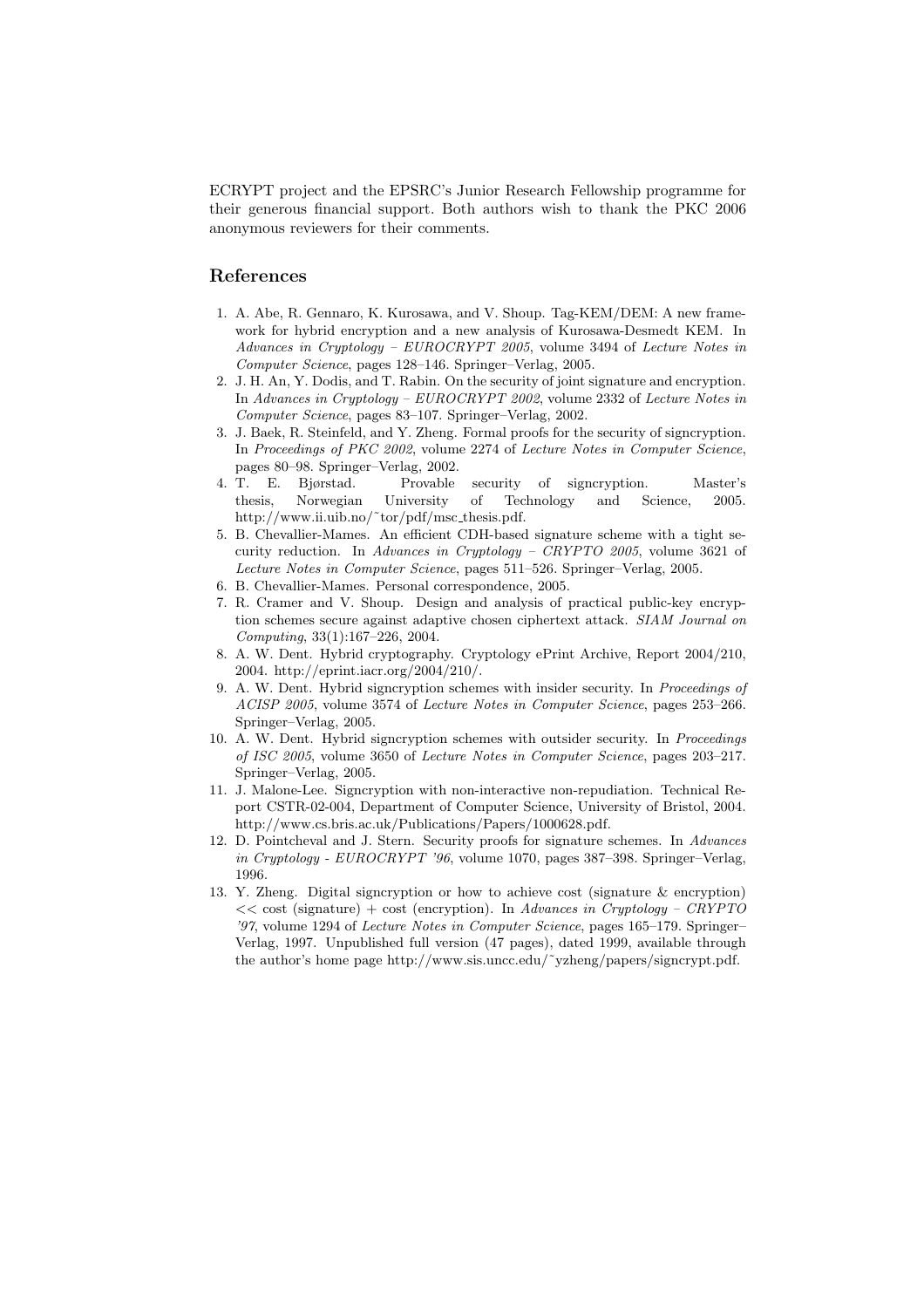ECRYPT project and the EPSRC's Junior Research Fellowship programme for their generous financial support. Both authors wish to thank the PKC 2006 anonymous reviewers for their comments.

## References

1. A. Abe, R. Gennaro, K. Kurosawa, and V. Shoup. Tag-KEM/DEM: A new framework for hybrid encryption and a new analysis of Kurosawa-Desmedt KEM. In *Advances in Cryptology – EUROCRYPT 2005*, volume 3494 of *Lecture Notes in Computer Science*, pages 128–146. Springer–Verlag, 2005.
2. J. H. An, Y. Dodis, and T. Rabin. On the security of joint signature and encryption. In *Advances in Cryptology – EUROCRYPT 2002*, volume 2332 of *Lecture Notes in Computer Science*, pages 83–107. Springer–Verlag, 2002.
3. J. Baek, R. Steinfeld, and Y. Zheng. Formal proofs for the security of signcryption. In *Proceedings of PKC 2002*, volume 2274 of *Lecture Notes in Computer Science*, pages 80–98. Springer–Verlag, 2002.
4. T. E. Bjørstad. Provable security of signcryption. Master's thesis, Norwegian University of Technology and Science, 2005. http://www.ii.uib.no/˜tor/pdf/msc_thesis.pdf.
5. B. Chevallier-Mames. An efficient CDH-based signature scheme with a tight security reduction. In *Advances in Cryptology – CRYPTO 2005*, volume 3621 of *Lecture Notes in Computer Science*, pages 511–526. Springer–Verlag, 2005.
6. B. Chevallier-Mames. Personal correspondence, 2005.
7. R. Cramer and V. Shoup. Design and analysis of practical public-key encryption schemes secure against adaptive chosen ciphertext attack. *SIAM Journal on Computing*, 33(1):167–226, 2004.
8. A. W. Dent. Hybrid cryptography. Cryptology ePrint Archive, Report 2004/210, 2004. http://eprint.iacr.org/2004/210/.
9. A. W. Dent. Hybrid signcryption schemes with insider security. In *Proceedings of ACISP 2005*, volume 3574 of *Lecture Notes in Computer Science*, pages 253–266. Springer–Verlag, 2005.
10. A. W. Dent. Hybrid signcryption schemes with outsider security. In *Proceedings of ISC 2005*, volume 3650 of *Lecture Notes in Computer Science*, pages 203–217. Springer–Verlag, 2005.
11. J. Malone-Lee. Signcryption with non-interactive non-repudiation. Technical Report CSTR-02-004, Department of Computer Science, University of Bristol, 2004. http://www.cs.bris.ac.uk/Publications/Papers/1000628.pdf.
12. D. Pointcheval and J. Stern. Security proofs for signature schemes. In *Advances in Cryptology - EUROCRYPT '96*, volume 1070, pages 387–398. Springer–Verlag, 1996.
13. Y. Zheng. Digital signcryption or how to achieve cost (signature & encryption) << cost (signature) + cost (encryption). In *Advances in Cryptology – CRYPTO '97*, volume 1294 of *Lecture Notes in Computer Science*, pages 165–179. Springer–Verlag, 1997. Unpublished full version (47 pages), dated 1999, available through the author's home page http://www.sis.uncc.edu/˜yzheng/papers/signcrypt.pdf.